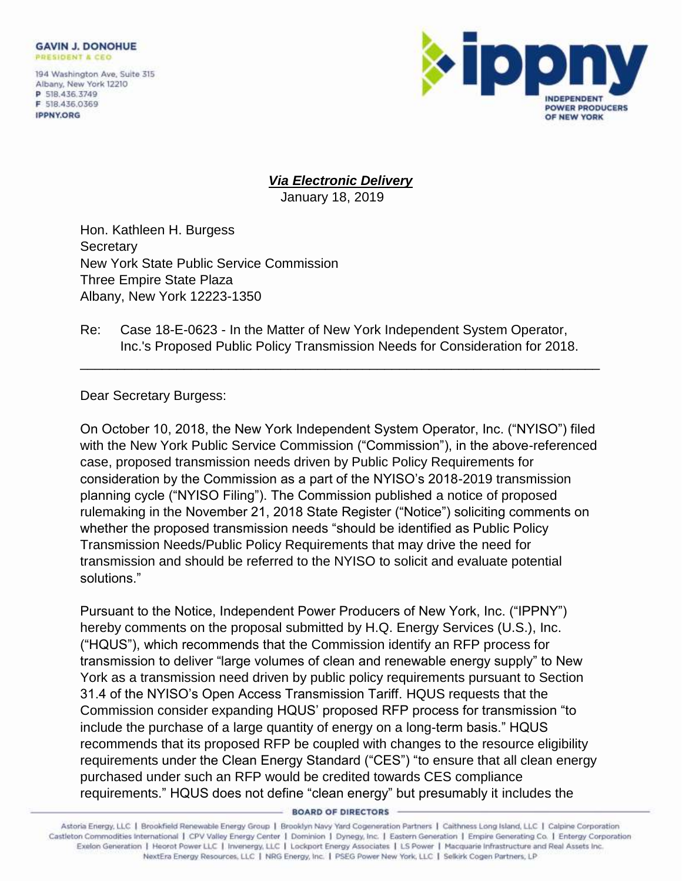**GAVIN J. DONOHUE**
PRESIDENT & CEO

194 Washington Ave, Suite 315
Albany, New York 12210
P 518.436.3749
F 518.436.0369
IPPNY.ORG

ippny
INDEPENDENT POWER PRODUCERS OF NEW YORK

***Via Electronic Delivery***
January 18, 2019

Hon. Kathleen H. Burgess
Secretary
New York State Public Service Commission
Three Empire State Plaza
Albany, New York 12223-1350

Re: Case 18-E-0623 - In the Matter of New York Independent System Operator, Inc.'s Proposed Public Policy Transmission Needs for Consideration for 2018.

---

Dear Secretary Burgess:

On October 10, 2018, the New York Independent System Operator, Inc. ("NYISO") filed with the New York Public Service Commission ("Commission"), in the above-referenced case, proposed transmission needs driven by Public Policy Requirements for consideration by the Commission as a part of the NYISO's 2018-2019 transmission planning cycle ("NYISO Filing"). The Commission published a notice of proposed rulemaking in the November 21, 2018 State Register ("Notice") soliciting comments on whether the proposed transmission needs "should be identified as Public Policy Transmission Needs/Public Policy Requirements that may drive the need for transmission and should be referred to the NYISO to solicit and evaluate potential solutions."

Pursuant to the Notice, Independent Power Producers of New York, Inc. ("IPPNY") hereby comments on the proposal submitted by H.Q. Energy Services (U.S.), Inc. ("HQUS"), which recommends that the Commission identify an RFP process for transmission to deliver "large volumes of clean and renewable energy supply" to New York as a transmission need driven by public policy requirements pursuant to Section 31.4 of the NYISO's Open Access Transmission Tariff. HQUS requests that the Commission consider expanding HQUS' proposed RFP process for transmission "to include the purchase of a large quantity of energy on a long-term basis." HQUS recommends that its proposed RFP be coupled with changes to the resource eligibility requirements under the Clean Energy Standard ("CES") "to ensure that all clean energy purchased under such an RFP would be credited towards CES compliance requirements." HQUS does not define "clean energy" but presumably it includes the

BOARD OF DIRECTORS

Astoria Energy, LLC | Brookfield Renewable Energy Group | Brooklyn Navy Yard Cogeneration Partners | Caithness Long Island, LLC | Calpine Corporation
Castleton Commodities International | CPV Valley Energy Center | Dominion | Dynegy, Inc. | Eastern Generation | Empire Generating Co. | Entergy Corporation
Exelon Generation | Heorot Power LLC | Invenergy, LLC | Lockport Energy Associates | LS Power | Macquarie Infrastructure and Real Assets Inc.
NextEra Energy Resources, LLC | NRG Energy, Inc. | PSEG Power New York, LLC | Selkirk Cogen Partners, LP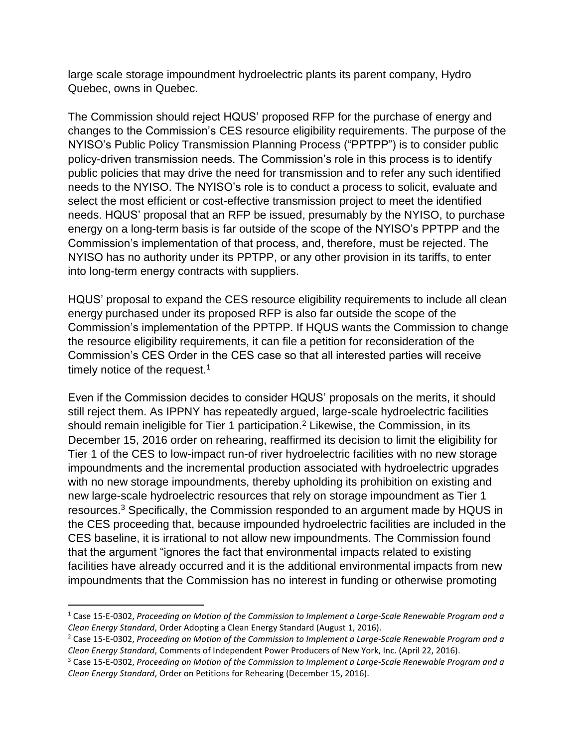large scale storage impoundment hydroelectric plants its parent company, Hydro Quebec, owns in Quebec.

The Commission should reject HQUS' proposed RFP for the purchase of energy and changes to the Commission's CES resource eligibility requirements. The purpose of the NYISO's Public Policy Transmission Planning Process ("PPTPP") is to consider public policy-driven transmission needs. The Commission's role in this process is to identify public policies that may drive the need for transmission and to refer any such identified needs to the NYISO. The NYISO's role is to conduct a process to solicit, evaluate and select the most efficient or cost-effective transmission project to meet the identified needs. HQUS' proposal that an RFP be issued, presumably by the NYISO, to purchase energy on a long-term basis is far outside of the scope of the NYISO's PPTPP and the Commission's implementation of that process, and, therefore, must be rejected. The NYISO has no authority under its PPTPP, or any other provision in its tariffs, to enter into long-term energy contracts with suppliers.

HQUS' proposal to expand the CES resource eligibility requirements to include all clean energy purchased under its proposed RFP is also far outside the scope of the Commission's implementation of the PPTPP. If HQUS wants the Commission to change the resource eligibility requirements, it can file a petition for reconsideration of the Commission's CES Order in the CES case so that all interested parties will receive timely notice of the request.[1]

Even if the Commission decides to consider HQUS' proposals on the merits, it should still reject them. As IPPNY has repeatedly argued, large-scale hydroelectric facilities should remain ineligible for Tier 1 participation.[2] Likewise, the Commission, in its December 15, 2016 order on rehearing, reaffirmed its decision to limit the eligibility for Tier 1 of the CES to low-impact run-of river hydroelectric facilities with no new storage impoundments and the incremental production associated with hydroelectric upgrades with no new storage impoundments, thereby upholding its prohibition on existing and new large-scale hydroelectric resources that rely on storage impoundment as Tier 1 resources.[3] Specifically, the Commission responded to an argument made by HQUS in the CES proceeding that, because impounded hydroelectric facilities are included in the CES baseline, it is irrational to not allow new impoundments. The Commission found that the argument "ignores the fact that environmental impacts related to existing facilities have already occurred and it is the additional environmental impacts from new impoundments that the Commission has no interest in funding or otherwise promoting

---

[1] Case 15-E-0302, *Proceeding on Motion of the Commission to Implement a Large-Scale Renewable Program and a Clean Energy Standard*, Order Adopting a Clean Energy Standard (August 1, 2016).

[2] Case 15-E-0302, *Proceeding on Motion of the Commission to Implement a Large-Scale Renewable Program and a Clean Energy Standard*, Comments of Independent Power Producers of New York, Inc. (April 22, 2016).

[3] Case 15-E-0302, *Proceeding on Motion of the Commission to Implement a Large-Scale Renewable Program and a Clean Energy Standard*, Order on Petitions for Rehearing (December 15, 2016).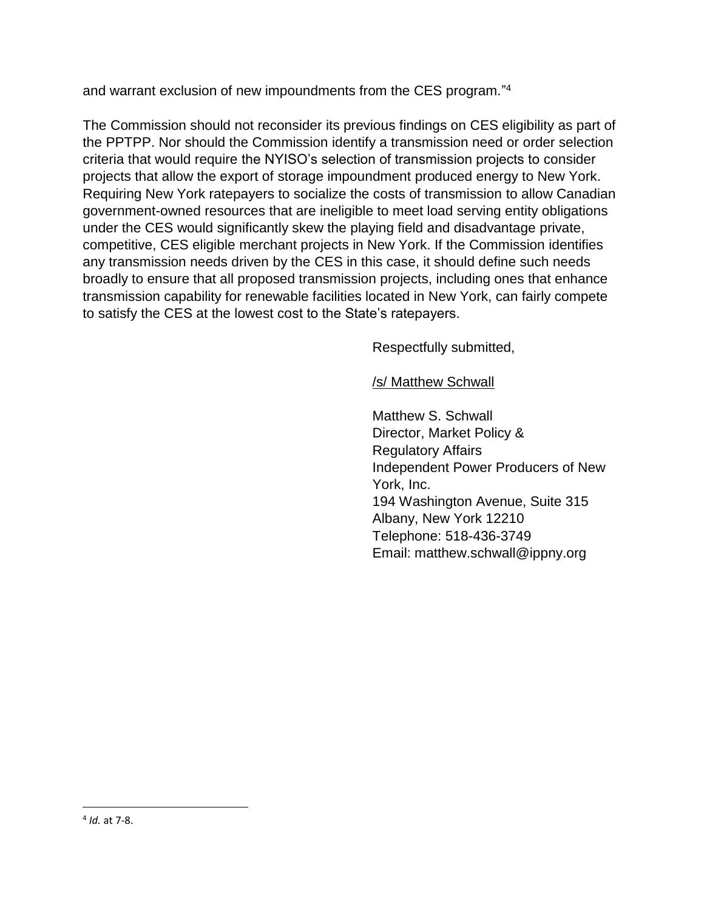and warrant exclusion of new impoundments from the CES program."[4]

The Commission should not reconsider its previous findings on CES eligibility as part of the PPTPP. Nor should the Commission identify a transmission need or order selection criteria that would require the NYISO's selection of transmission projects to consider projects that allow the export of storage impoundment produced energy to New York. Requiring New York ratepayers to socialize the costs of transmission to allow Canadian government-owned resources that are ineligible to meet load serving entity obligations under the CES would significantly skew the playing field and disadvantage private, competitive, CES eligible merchant projects in New York. If the Commission identifies any transmission needs driven by the CES in this case, it should define such needs broadly to ensure that all proposed transmission projects, including ones that enhance transmission capability for renewable facilities located in New York, can fairly compete to satisfy the CES at the lowest cost to the State's ratepayers.

Respectfully submitted,

/s/ Matthew Schwall

Matthew S. Schwall
Director, Market Policy &
Regulatory Affairs
Independent Power Producers of New York, Inc.
194 Washington Avenue, Suite 315
Albany, New York 12210
Telephone: 518-436-3749
Email: matthew.schwall@ippny.org

---

[4] *Id.* at 7-8.